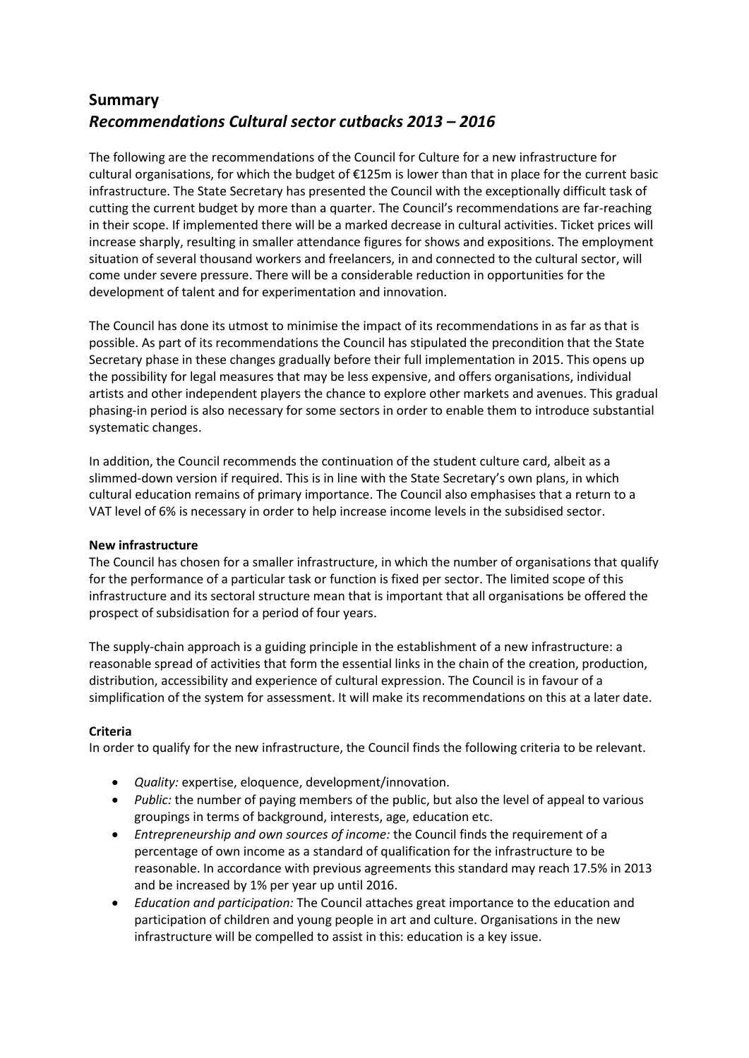# Summary

## *Recommendations Cultural sector cutbacks 2013 – 2016*

The following are the recommendations of the Council for Culture for a new infrastructure for cultural organisations, for which the budget of €125m is lower than that in place for the current basic infrastructure. The State Secretary has presented the Council with the exceptionally difficult task of cutting the current budget by more than a quarter. The Council's recommendations are far-reaching in their scope. If implemented there will be a marked decrease in cultural activities. Ticket prices will increase sharply, resulting in smaller attendance figures for shows and expositions. The employment situation of several thousand workers and freelancers, in and connected to the cultural sector, will come under severe pressure. There will be a considerable reduction in opportunities for the development of talent and for experimentation and innovation.

The Council has done its utmost to minimise the impact of its recommendations in as far as that is possible. As part of its recommendations the Council has stipulated the precondition that the State Secretary phase in these changes gradually before their full implementation in 2015. This opens up the possibility for legal measures that may be less expensive, and offers organisations, individual artists and other independent players the chance to explore other markets and avenues. This gradual phasing-in period is also necessary for some sectors in order to enable them to introduce substantial systematic changes.

In addition, the Council recommends the continuation of the student culture card, albeit as a slimmed-down version if required. This is in line with the State Secretary's own plans, in which cultural education remains of primary importance. The Council also emphasises that a return to a VAT level of 6% is necessary in order to help increase income levels in the subsidised sector.

**New infrastructure**

The Council has chosen for a smaller infrastructure, in which the number of organisations that qualify for the performance of a particular task or function is fixed per sector. The limited scope of this infrastructure and its sectoral structure mean that is important that all organisations be offered the prospect of subsidisation for a period of four years.

The supply-chain approach is a guiding principle in the establishment of a new infrastructure: a reasonable spread of activities that form the essential links in the chain of the creation, production, distribution, accessibility and experience of cultural expression. The Council is in favour of a simplification of the system for assessment. It will make its recommendations on this at a later date.

**Criteria**

In order to qualify for the new infrastructure, the Council finds the following criteria to be relevant.

- *Quality:* expertise, eloquence, development/innovation.
- *Public:* the number of paying members of the public, but also the level of appeal to various groupings in terms of background, interests, age, education etc.
- *Entrepreneurship and own sources of income:* the Council finds the requirement of a percentage of own income as a standard of qualification for the infrastructure to be reasonable. In accordance with previous agreements this standard may reach 17.5% in 2013 and be increased by 1% per year up until 2016.
- *Education and participation:* The Council attaches great importance to the education and participation of children and young people in art and culture. Organisations in the new infrastructure will be compelled to assist in this: education is a key issue.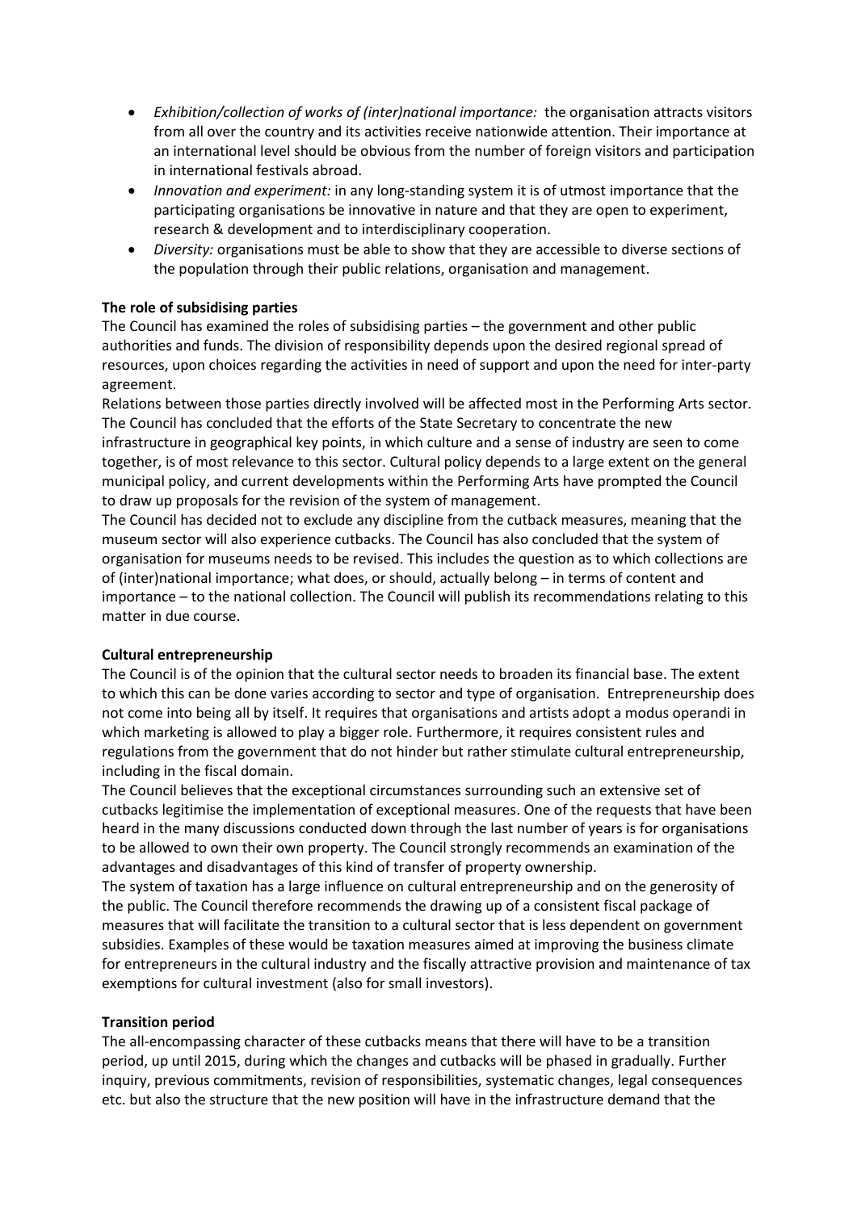- *Exhibition/collection of works of (inter)national importance:* the organisation attracts visitors from all over the country and its activities receive nationwide attention. Their importance at an international level should be obvious from the number of foreign visitors and participation in international festivals abroad.
- *Innovation and experiment:* in any long-standing system it is of utmost importance that the participating organisations be innovative in nature and that they are open to experiment, research & development and to interdisciplinary cooperation.
- *Diversity:* organisations must be able to show that they are accessible to diverse sections of the population through their public relations, organisation and management.

**The role of subsidising parties**

The Council has examined the roles of subsidising parties – the government and other public authorities and funds. The division of responsibility depends upon the desired regional spread of resources, upon choices regarding the activities in need of support and upon the need for inter-party agreement.

Relations between those parties directly involved will be affected most in the Performing Arts sector. The Council has concluded that the efforts of the State Secretary to concentrate the new infrastructure in geographical key points, in which culture and a sense of industry are seen to come together, is of most relevance to this sector. Cultural policy depends to a large extent on the general municipal policy, and current developments within the Performing Arts have prompted the Council to draw up proposals for the revision of the system of management.

The Council has decided not to exclude any discipline from the cutback measures, meaning that the museum sector will also experience cutbacks. The Council has also concluded that the system of organisation for museums needs to be revised. This includes the question as to which collections are of (inter)national importance; what does, or should, actually belong – in terms of content and importance – to the national collection. The Council will publish its recommendations relating to this matter in due course.

**Cultural entrepreneurship**

The Council is of the opinion that the cultural sector needs to broaden its financial base. The extent to which this can be done varies according to sector and type of organisation. Entrepreneurship does not come into being all by itself. It requires that organisations and artists adopt a modus operandi in which marketing is allowed to play a bigger role. Furthermore, it requires consistent rules and regulations from the government that do not hinder but rather stimulate cultural entrepreneurship, including in the fiscal domain.

The Council believes that the exceptional circumstances surrounding such an extensive set of cutbacks legitimise the implementation of exceptional measures. One of the requests that have been heard in the many discussions conducted down through the last number of years is for organisations to be allowed to own their own property. The Council strongly recommends an examination of the advantages and disadvantages of this kind of transfer of property ownership.

The system of taxation has a large influence on cultural entrepreneurship and on the generosity of the public. The Council therefore recommends the drawing up of a consistent fiscal package of measures that will facilitate the transition to a cultural sector that is less dependent on government subsidies. Examples of these would be taxation measures aimed at improving the business climate for entrepreneurs in the cultural industry and the fiscally attractive provision and maintenance of tax exemptions for cultural investment (also for small investors).

**Transition period**

The all-encompassing character of these cutbacks means that there will have to be a transition period, up until 2015, during which the changes and cutbacks will be phased in gradually. Further inquiry, previous commitments, revision of responsibilities, systematic changes, legal consequences etc. but also the structure that the new position will have in the infrastructure demand that the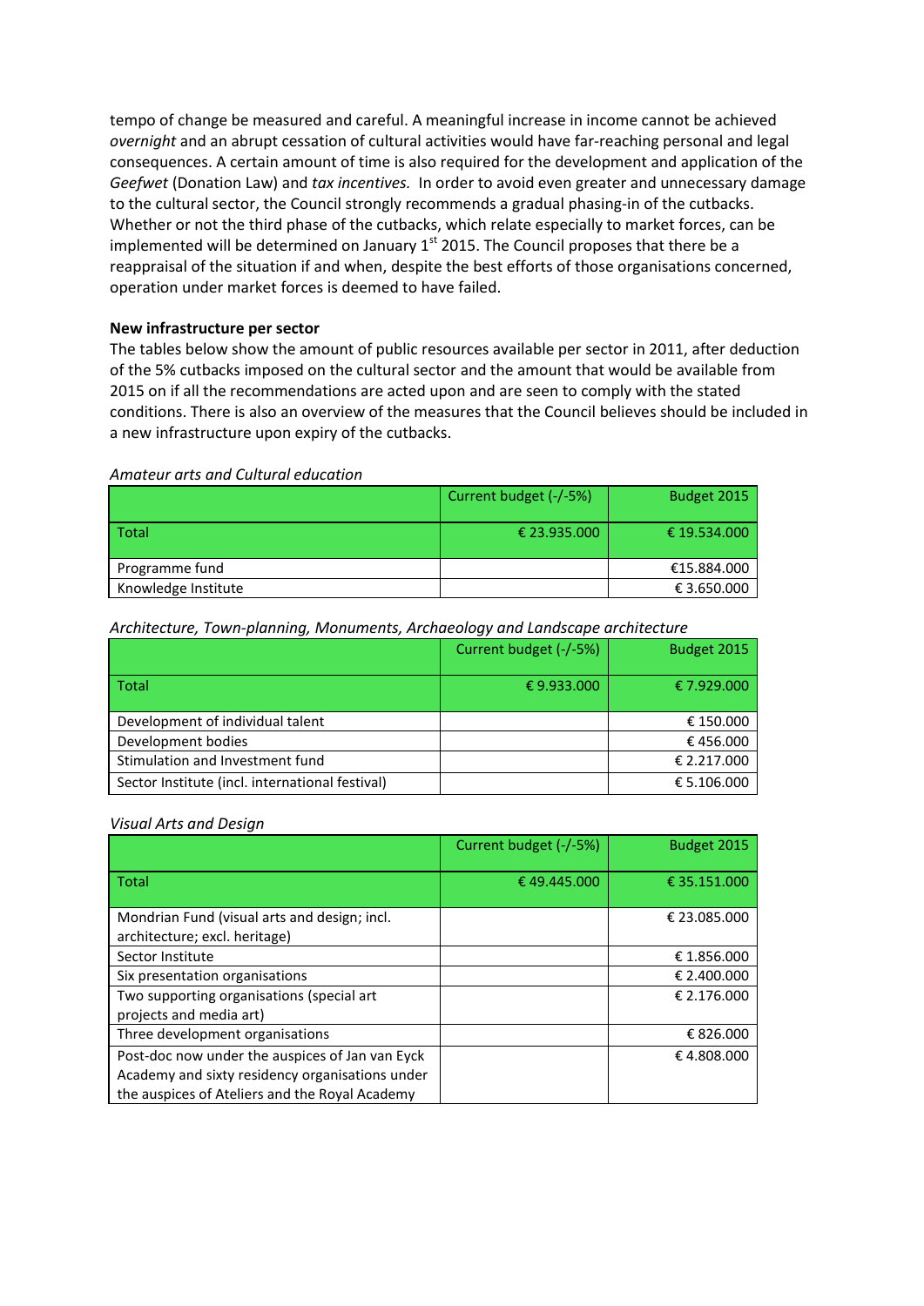tempo of change be measured and careful. A meaningful increase in income cannot be achieved *overnight* and an abrupt cessation of cultural activities would have far-reaching personal and legal consequences. A certain amount of time is also required for the development and application of the *Geefwet* (Donation Law) and *tax incentives.* In order to avoid even greater and unnecessary damage to the cultural sector, the Council strongly recommends a gradual phasing-in of the cutbacks. Whether or not the third phase of the cutbacks, which relate especially to market forces, can be implemented will be determined on January 1st 2015. The Council proposes that there be a reappraisal of the situation if and when, despite the best efforts of those organisations concerned, operation under market forces is deemed to have failed.

**New infrastructure per sector**

The tables below show the amount of public resources available per sector in 2011, after deduction of the 5% cutbacks imposed on the cultural sector and the amount that would be available from 2015 on if all the recommendations are acted upon and are seen to comply with the stated conditions. There is also an overview of the measures that the Council believes should be included in a new infrastructure upon expiry of the cutbacks.

*Amateur arts and Cultural education*

| | Current budget (-/-5%) | Budget 2015 |
|---|---|---|
| Total | € 23.935.000 | € 19.534.000 |
| Programme fund | | €15.884.000 |
| Knowledge Institute | | € 3.650.000 |

*Architecture, Town-planning, Monuments, Archaeology and Landscape architecture*

| | Current budget (-/-5%) | Budget 2015 |
|---|---|---|
| Total | € 9.933.000 | € 7.929.000 |
| Development of individual talent | | € 150.000 |
| Development bodies | | € 456.000 |
| Stimulation and Investment fund | | € 2.217.000 |
| Sector Institute (incl. international festival) | | € 5.106.000 |

*Visual Arts and Design*

| | Current budget (-/-5%) | Budget 2015 |
|---|---|---|
| Total | € 49.445.000 | € 35.151.000 |
| Mondrian Fund (visual arts and design; incl. architecture; excl. heritage) | | € 23.085.000 |
| Sector Institute | | € 1.856.000 |
| Six presentation organisations | | € 2.400.000 |
| Two supporting organisations (special art projects and media art) | | € 2.176.000 |
| Three development organisations | | € 826.000 |
| Post-doc now under the auspices of Jan van Eyck Academy and sixty residency organisations under the auspices of Ateliers and the Royal Academy | | € 4.808.000 |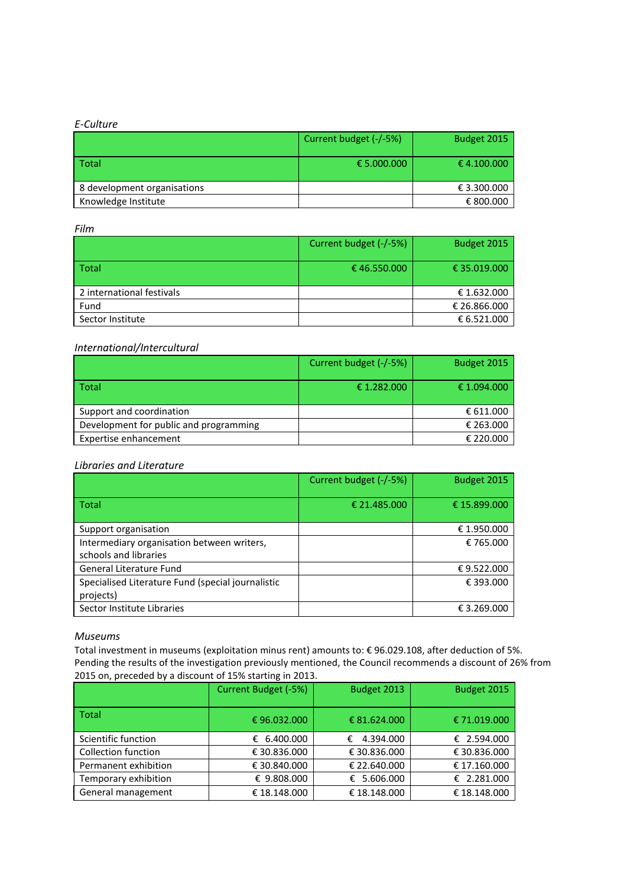*E-Culture*

| | Current budget (-/-5%) | Budget 2015 |
|---|---:|---:|
| Total | € 5.000.000 | € 4.100.000 |
| 8 development organisations | | € 3.300.000 |
| Knowledge Institute | | € 800.000 |

*Film*

| | Current budget (-/-5%) | Budget 2015 |
|---|---:|---:|
| Total | € 46.550.000 | € 35.019.000 |
| 2 international festivals | | € 1.632.000 |
| Fund | | € 26.866.000 |
| Sector Institute | | € 6.521.000 |

*International/Intercultural*

| | Current budget (-/-5%) | Budget 2015 |
|---|---:|---:|
| Total | € 1.282.000 | € 1.094.000 |
| Support and coordination | | € 611.000 |
| Development for public and programming | | € 263.000 |
| Expertise enhancement | | € 220.000 |

*Libraries and Literature*

| | Current budget (-/-5%) | Budget 2015 |
|---|---:|---:|
| Total | € 21.485.000 | € 15.899.000 |
| Support organisation | | € 1.950.000 |
| Intermediary organisation between writers, schools and libraries | | € 765.000 |
| General Literature Fund | | € 9.522.000 |
| Specialised Literature Fund (special journalistic projects) | | € 393.000 |
| Sector Institute Libraries | | € 3.269.000 |

*Museums*

Total investment in museums (exploitation minus rent) amounts to: € 96.029.108, after deduction of 5%. Pending the results of the investigation previously mentioned, the Council recommends a discount of 26% from 2015 on, preceded by a discount of 15% starting in 2013.

| | Current Budget (-5%) | Budget 2013 | Budget 2015 |
|---|---:|---:|---:|
| Total | € 96.032.000 | € 81.624.000 | € 71.019.000 |
| Scientific function | € 6.400.000 | € 4.394.000 | € 2.594.000 |
| Collection function | € 30.836.000 | € 30.836.000 | € 30.836.000 |
| Permanent exhibition | € 30.840.000 | € 22.640.000 | € 17.160.000 |
| Temporary exhibition | € 9.808.000 | € 5.606.000 | € 2.281.000 |
| General management | € 18.148.000 | € 18.148.000 | € 18.148.000 |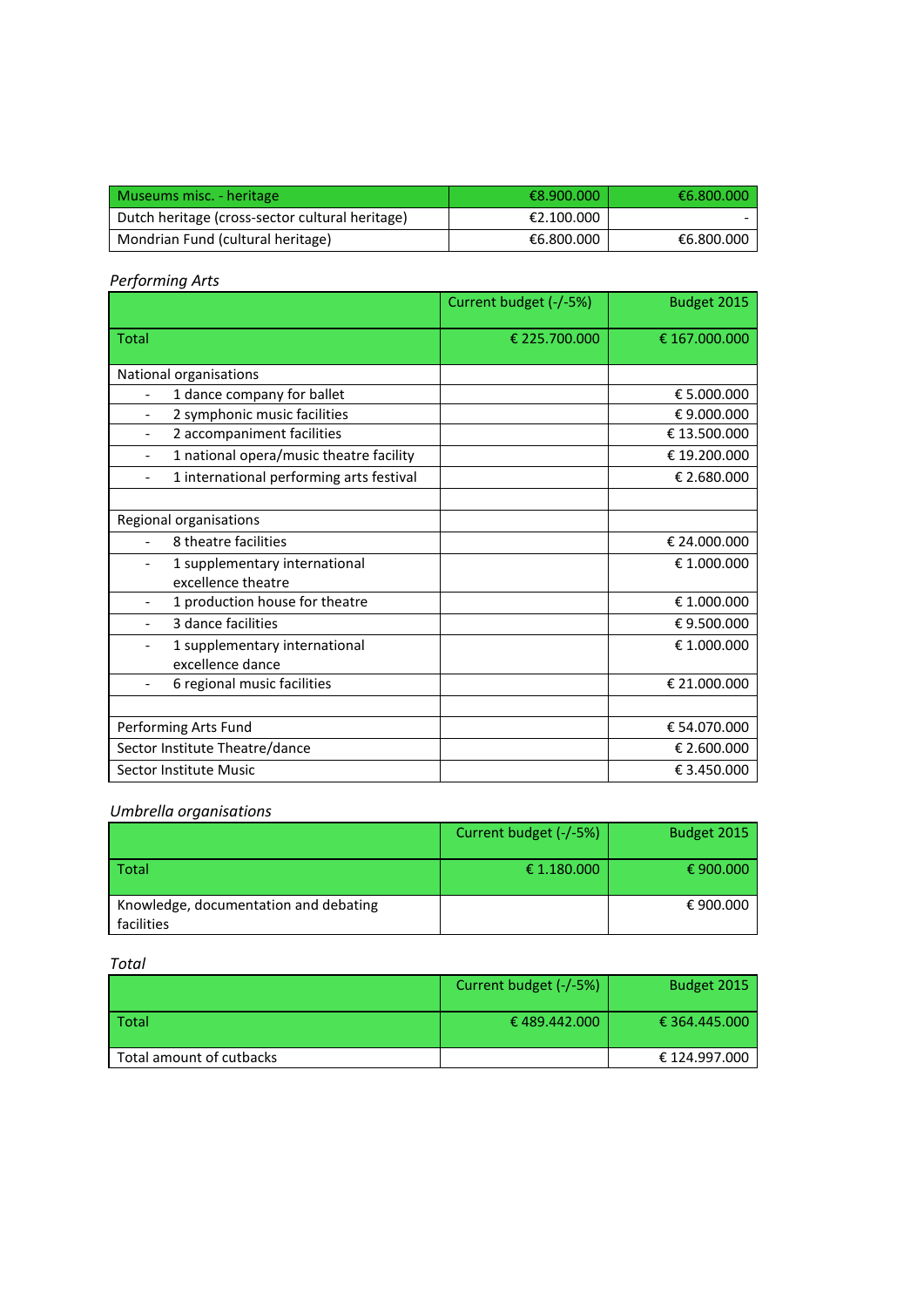| | | |
|---|---|---|
| Museums misc. - heritage | €8.900.000 | €6.800.000 |
| Dutch heritage (cross-sector cultural heritage) | €2.100.000 | - |
| Mondrian Fund (cultural heritage) | €6.800.000 | €6.800.000 |

*Performing Arts*

| | Current budget (-/-5%) | Budget 2015 |
|---|---|---|
| Total | € 225.700.000 | € 167.000.000 |
| National organisations | | |
| - 1 dance company for ballet | | € 5.000.000 |
| - 2 symphonic music facilities | | € 9.000.000 |
| - 2 accompaniment facilities | | € 13.500.000 |
| - 1 national opera/music theatre facility | | € 19.200.000 |
| - 1 international performing arts festival | | € 2.680.000 |
| | | |
| Regional organisations | | |
| - 8 theatre facilities | | € 24.000.000 |
| - 1 supplementary international excellence theatre | | € 1.000.000 |
| - 1 production house for theatre | | € 1.000.000 |
| - 3 dance facilities | | € 9.500.000 |
| - 1 supplementary international excellence dance | | € 1.000.000 |
| - 6 regional music facilities | | € 21.000.000 |
| | | |
| Performing Arts Fund | | € 54.070.000 |
| Sector Institute Theatre/dance | | € 2.600.000 |
| Sector Institute Music | | € 3.450.000 |

*Umbrella organisations*

| | Current budget (-/-5%) | Budget 2015 |
|---|---|---|
| Total | € 1.180.000 | € 900.000 |
| Knowledge, documentation and debating facilities | | € 900.000 |

*Total*

| | Current budget (-/-5%) | Budget 2015 |
|---|---|---|
| Total | € 489.442.000 | € 364.445.000 |
| Total amount of cutbacks | | € 124.997.000 |